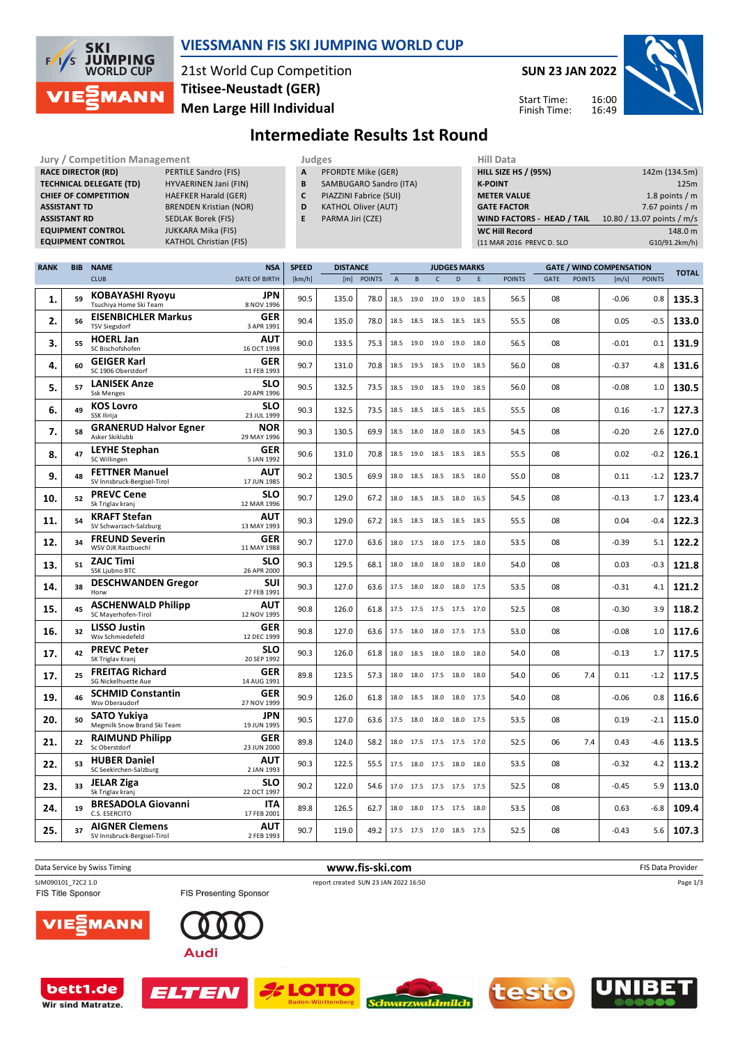# VIESSMANN FIS SKI JUMPING WORLD CUP

21st World Cup Competition
Titisee-Neustadt (GER)
Men Large Hill Individual

**SUN 23 JAN 2022**

Start Time: 16:00
Finish Time: 16:49

## Intermediate Results 1st Round

| Jury / Competition Management | |
|---|---|
| RACE DIRECTOR (RD) | PERTILE Sandro (FIS) |
| TECHNICAL DELEGATE (TD) | HYVAERINEN Jani (FIN) |
| CHIEF OF COMPETITION | HAEFKER Harald (GER) |
| ASSISTANT TD | BRENDEN Kristian (NOR) |
| ASSISTANT RD | SEDLAK Borek (FIS) |
| EQUIPMENT CONTROL | JUKKARA Mika (FIS) |
| EQUIPMENT CONTROL | KATHOL Christian (FIS) |

| Judges | |
|---|---|
| A | PFORDTE Mike (GER) |
| B | SAMBUGARO Sandro (ITA) |
| C | PIAZZINI Fabrice (SUI) |
| D | KATHOL Oliver (AUT) |
| E | PARMA Jiri (CZE) |

| Hill Data | |
|---|---|
| HILL SIZE HS / (95%) | 142m (134.5m) |
| K-POINT | 125m |
| METER VALUE | 1.8 points / m |
| GATE FACTOR | 7.67 points / m |
| WIND FACTORS - HEAD / TAIL | 10.80 / 13.07 points / m/s |
| WC Hill Record | 148.0 m |
| (11 MAR 2016 PREVC D. SLO | G10/91.2km/h) |

| RANK | BIB | NAME / CLUB | NSA / DATE OF BIRTH | SPEED [km/h] | DISTANCE [m] | DISTANCE POINTS | A | B | C | D | E | JUDGES POINTS | GATE | GATE POINTS | WIND [m/s] | WIND POINTS | TOTAL |
|---|---|---|---|---|---|---|---|---|---|---|---|---|---|---|---|---|---|
| 1. | 59 | KOBAYASHI Ryoyu / Tsuchiya Home Ski Team | JPN / 8 NOV 1996 | 90.5 | 135.0 | 78.0 | 18.5 | 19.0 | 19.0 | 19.0 | 18.5 | 56.5 | 08 | | -0.06 | 0.8 | 135.3 |
| 2. | 56 | EISENBICHLER Markus / TSV Siegsdorf | GER / 3 APR 1991 | 90.4 | 135.0 | 78.0 | 18.5 | 18.5 | 18.5 | 18.5 | 18.5 | 55.5 | 08 | | 0.05 | -0.5 | 133.0 |
| 3. | 55 | HOERL Jan / SC Bischofshofen | AUT / 16 OCT 1998 | 90.0 | 133.5 | 75.3 | 18.5 | 19.0 | 19.0 | 19.0 | 18.0 | 56.5 | 08 | | -0.01 | 0.1 | 131.9 |
| 4. | 60 | GEIGER Karl / SC 1906 Oberstdorf | GER / 11 FEB 1993 | 90.7 | 131.0 | 70.8 | 18.5 | 19.5 | 18.5 | 19.0 | 18.5 | 56.0 | 08 | | -0.37 | 4.8 | 131.6 |
| 5. | 57 | LANISEK Anze / Ssk Menges | SLO / 20 APR 1996 | 90.5 | 132.5 | 73.5 | 18.5 | 19.0 | 18.5 | 19.0 | 18.5 | 56.0 | 08 | | -0.08 | 1.0 | 130.5 |
| 6. | 49 | KOS Lovro / SSK Ilirija | SLO / 23 JUL 1999 | 90.3 | 132.5 | 73.5 | 18.5 | 18.5 | 18.5 | 18.5 | 18.5 | 55.5 | 08 | | 0.16 | -1.7 | 127.3 |
| 7. | 58 | GRANERUD Halvor Egner / Asker Skiklubb | NOR / 29 MAY 1996 | 90.3 | 130.5 | 69.9 | 18.5 | 18.0 | 18.0 | 18.0 | 18.5 | 54.5 | 08 | | -0.20 | 2.6 | 127.0 |
| 8. | 47 | LEYHE Stephan / SC Willingen | GER / 5 JAN 1992 | 90.6 | 131.0 | 70.8 | 18.5 | 19.0 | 18.5 | 18.5 | 18.5 | 55.5 | 08 | | 0.02 | -0.2 | 126.1 |
| 9. | 48 | FETTNER Manuel / SV Innsbruck-Bergisel-Tirol | AUT / 17 JUN 1985 | 90.2 | 130.5 | 69.9 | 18.0 | 18.5 | 18.5 | 18.5 | 18.0 | 55.0 | 08 | | 0.11 | -1.2 | 123.7 |
| 10. | 52 | PREVC Cene / Sk Triglav kranj | SLO / 12 MAR 1996 | 90.7 | 129.0 | 67.2 | 18.0 | 18.5 | 18.5 | 18.0 | 16.5 | 54.5 | 08 | | -0.13 | 1.7 | 123.4 |
| 11. | 54 | KRAFT Stefan / SV Schwarzach-Salzburg | AUT / 13 MAY 1993 | 90.3 | 129.0 | 67.2 | 18.5 | 18.5 | 18.5 | 18.5 | 18.5 | 55.5 | 08 | | 0.04 | -0.4 | 122.3 |
| 12. | 34 | FREUND Severin / WSV DJK Rastbuechl | GER / 11 MAY 1988 | 90.7 | 127.0 | 63.6 | 18.0 | 17.5 | 18.0 | 17.5 | 18.0 | 53.5 | 08 | | -0.39 | 5.1 | 122.2 |
| 13. | 51 | ZAJC Timi / SSK Ljubno BTC | SLO / 26 APR 2000 | 90.3 | 129.5 | 68.1 | 18.0 | 18.0 | 18.0 | 18.0 | 18.0 | 54.0 | 08 | | 0.03 | -0.3 | 121.8 |
| 14. | 38 | DESCHWANDEN Gregor / Horw | SUI / 27 FEB 1991 | 90.3 | 127.0 | 63.6 | 17.5 | 18.0 | 18.0 | 18.0 | 17.5 | 53.5 | 08 | | -0.31 | 4.1 | 121.2 |
| 15. | 45 | ASCHENWALD Philipp / SC Mayerhofen-Tirol | AUT / 12 NOV 1995 | 90.8 | 126.0 | 61.8 | 17.5 | 17.5 | 17.5 | 17.5 | 17.0 | 52.5 | 08 | | -0.30 | 3.9 | 118.2 |
| 16. | 32 | LISSO Justin / Wsv Schmiedefeld | GER / 12 DEC 1999 | 90.8 | 127.0 | 63.6 | 17.5 | 18.0 | 18.0 | 17.5 | 17.5 | 53.0 | 08 | | -0.08 | 1.0 | 117.6 |
| 17. | 42 | PREVC Peter / SK Triglav Kranj | SLO / 20 SEP 1992 | 90.3 | 126.0 | 61.8 | 18.0 | 18.5 | 18.0 | 18.0 | 18.0 | 54.0 | 08 | | -0.13 | 1.7 | 117.5 |
| 17. | 25 | FREITAG Richard / SG Nickelhuette Aue | GER / 14 AUG 1991 | 89.8 | 123.5 | 57.3 | 18.0 | 18.0 | 17.5 | 18.0 | 18.0 | 54.0 | 06 | 7.4 | 0.11 | -1.2 | 117.5 |
| 19. | 46 | SCHMID Constantin / Wsv Oberaudorf | GER / 27 NOV 1999 | 90.9 | 126.0 | 61.8 | 18.0 | 18.5 | 18.0 | 18.0 | 17.5 | 54.0 | 08 | | -0.06 | 0.8 | 116.6 |
| 20. | 50 | SATO Yukiya / Megmilk Snow Brand Ski Team | JPN / 19 JUN 1995 | 90.5 | 127.0 | 63.6 | 17.5 | 18.0 | 18.0 | 18.0 | 17.5 | 53.5 | 08 | | 0.19 | -2.1 | 115.0 |
| 21. | 22 | RAIMUND Philipp / Sc Oberstdorf | GER / 23 JUN 2000 | 89.8 | 124.0 | 58.2 | 18.0 | 17.5 | 17.5 | 17.5 | 17.0 | 52.5 | 06 | 7.4 | 0.43 | -4.6 | 113.5 |
| 22. | 53 | HUBER Daniel / SC Seekirchen-Salzburg | AUT / 2 JAN 1993 | 90.3 | 122.5 | 55.5 | 17.5 | 18.0 | 17.5 | 18.0 | 18.0 | 53.5 | 08 | | -0.32 | 4.2 | 113.2 |
| 23. | 33 | JELAR Ziga / Sk Triglav kranj | SLO / 22 OCT 1997 | 90.2 | 122.0 | 54.6 | 17.0 | 17.5 | 17.5 | 17.5 | 17.5 | 52.5 | 08 | | -0.45 | 5.9 | 113.0 |
| 24. | 19 | BRESADOLA Giovanni / C.S. ESERCITO | ITA / 17 FEB 2001 | 89.8 | 126.5 | 62.7 | 18.0 | 18.0 | 17.5 | 17.5 | 18.0 | 53.5 | 08 | | 0.63 | -6.8 | 109.4 |
| 25. | 37 | AIGNER Clemens / SV Innsbruck-Bergisel-Tirol | AUT / 2 FEB 1993 | 90.7 | 119.0 | 49.2 | 17.5 | 17.5 | 17.0 | 18.5 | 17.5 | 52.5 | 08 | | -0.43 | 5.6 | 107.3 |

Data Service by Swiss Timing — www.fis-ski.com — FIS Data Provider

SJM090101_72C2 1.0 — report created SUN 23 JAN 2022 16:50

FIS Title Sponsor — FIS Presenting Sponsor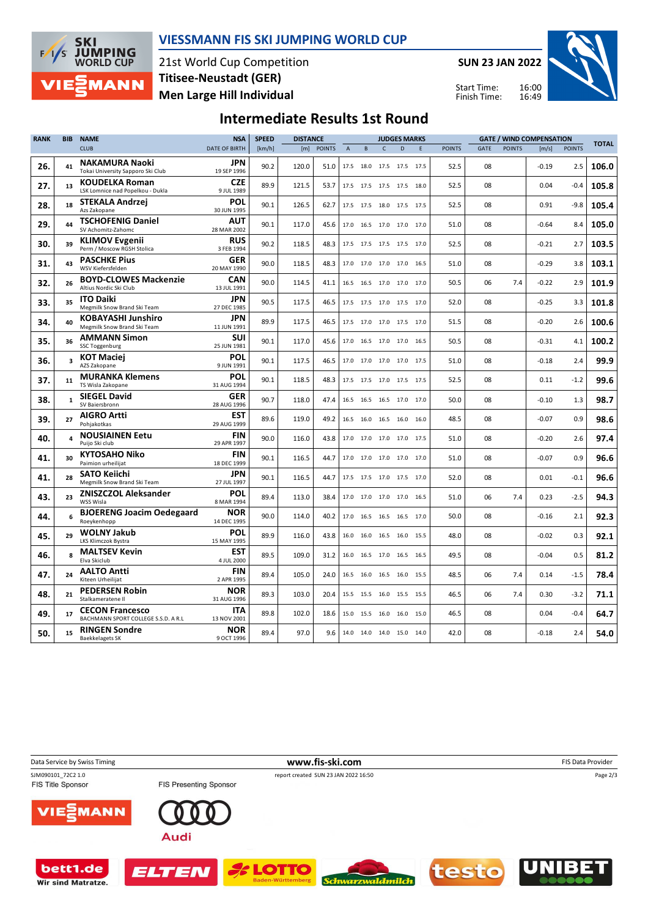# VIESSMANN FIS SKI JUMPING WORLD CUP

21st World Cup Competition
Titisee-Neustadt (GER)
Men Large Hill Individual

**SUN 23 JAN 2022**

Start Time: 16:00
Finish Time: 16:49

## Intermediate Results 1st Round

| RANK | BIB | NAME / CLUB | NSA / DATE OF BIRTH | SPEED [km/h] | DISTANCE [m] | DISTANCE POINTS | A | B | C | D | E | JUDGES POINTS | GATE | GATE POINTS | WIND [m/s] | WIND POINTS | TOTAL |
|---|---|---|---|---|---|---|---|---|---|---|---|---|---|---|---|---|---|
| 26. | 41 | **NAKAMURA Naoki** Tokai University Sapporo Ski Club | JPN 19 SEP 1996 | 90.2 | 120.0 | 51.0 | 17.5 | 18.0 | 17.5 | 17.5 | 17.5 | 52.5 | 08 | | -0.19 | 2.5 | 106.0 |
| 27. | 13 | **KOUDELKA Roman** LSK Lomnice nad Popelkou - Dukla | CZE 9 JUL 1989 | 89.9 | 121.5 | 53.7 | 17.5 | 17.5 | 17.5 | 17.5 | 18.0 | 52.5 | 08 | | 0.04 | -0.4 | 105.8 |
| 28. | 18 | **STEKALA Andrzej** Azs Zakopane | POL 30 JUN 1995 | 90.1 | 126.5 | 62.7 | 17.5 | 17.5 | 18.0 | 17.5 | 17.5 | 52.5 | 08 | | 0.91 | -9.8 | 105.4 |
| 29. | 44 | **TSCHOFENIG Daniel** SV Achomitz-Zahomc | AUT 28 MAR 2002 | 90.1 | 117.0 | 45.6 | 17.0 | 16.5 | 17.0 | 17.0 | 17.0 | 51.0 | 08 | | -0.64 | 8.4 | 105.0 |
| 30. | 39 | **KLIMOV Evgenii** Perm / Moscow RGSH Stolica | RUS 3 FEB 1994 | 90.2 | 118.5 | 48.3 | 17.5 | 17.5 | 17.5 | 17.5 | 17.0 | 52.5 | 08 | | -0.21 | 2.7 | 103.5 |
| 31. | 43 | **PASCHKE Pius** WSV Kiefersfelden | GER 20 MAY 1990 | 90.0 | 118.5 | 48.3 | 17.0 | 17.0 | 17.0 | 17.0 | 16.5 | 51.0 | 08 | | -0.29 | 3.8 | 103.1 |
| 32. | 26 | **BOYD-CLOWES Mackenzie** Altius Nordic Ski Club | CAN 13 JUL 1991 | 90.0 | 114.5 | 41.1 | 16.5 | 16.5 | 17.0 | 17.0 | 17.0 | 50.5 | 06 | 7.4 | -0.22 | 2.9 | 101.9 |
| 33. | 35 | **ITO Daiki** Megmilk Snow Brand Ski Team | JPN 27 DEC 1985 | 90.5 | 117.5 | 46.5 | 17.5 | 17.5 | 17.0 | 17.5 | 17.0 | 52.0 | 08 | | -0.25 | 3.3 | 101.8 |
| 34. | 40 | **KOBAYASHI Junshiro** Megmilk Snow Brand Ski Team | JPN 11 JUN 1991 | 89.9 | 117.5 | 46.5 | 17.5 | 17.0 | 17.0 | 17.5 | 17.0 | 51.5 | 08 | | -0.20 | 2.6 | 100.6 |
| 35. | 36 | **AMMANN Simon** SSC Toggenburg | SUI 25 JUN 1981 | 90.1 | 117.0 | 45.6 | 17.0 | 16.5 | 17.0 | 17.0 | 16.5 | 50.5 | 08 | | -0.31 | 4.1 | 100.2 |
| 36. | 3 | **KOT Maciej** AZS Zakopane | POL 9 JUN 1991 | 90.1 | 117.5 | 46.5 | 17.0 | 17.0 | 17.0 | 17.0 | 17.5 | 51.0 | 08 | | -0.18 | 2.4 | 99.9 |
| 37. | 11 | **MURANKA Klemens** TS Wisla Zakopane | POL 31 AUG 1994 | 90.1 | 118.5 | 48.3 | 17.5 | 17.5 | 17.0 | 17.5 | 17.5 | 52.5 | 08 | | 0.11 | -1.2 | 99.6 |
| 38. | 1 | **SIEGEL David** SV Baiersbronn | GER 28 AUG 1996 | 90.7 | 118.0 | 47.4 | 16.5 | 16.5 | 16.5 | 17.0 | 17.0 | 50.0 | 08 | | -0.10 | 1.3 | 98.7 |
| 39. | 27 | **AIGRO Artti** Pohjakotkas | EST 29 AUG 1999 | 89.6 | 119.0 | 49.2 | 16.5 | 16.0 | 16.5 | 16.0 | 16.0 | 48.5 | 08 | | -0.07 | 0.9 | 98.6 |
| 40. | 4 | **NOUSIAINEN Eetu** Puijo Ski club | FIN 29 APR 1997 | 90.0 | 116.0 | 43.8 | 17.0 | 17.0 | 17.0 | 17.0 | 17.5 | 51.0 | 08 | | -0.20 | 2.6 | 97.4 |
| 41. | 30 | **KYTOSAHO Niko** Paimion urheilijat | FIN 18 DEC 1999 | 90.1 | 116.5 | 44.7 | 17.0 | 17.0 | 17.0 | 17.0 | 17.0 | 51.0 | 08 | | -0.07 | 0.9 | 96.6 |
| 41. | 28 | **SATO Keiichi** Megmilk Snow Brand Ski Team | JPN 27 JUL 1997 | 90.1 | 116.5 | 44.7 | 17.5 | 17.5 | 17.0 | 17.5 | 17.0 | 52.0 | 08 | | 0.01 | -0.1 | 96.6 |
| 43. | 23 | **ZNISZCZOL Aleksander** WSS Wisla | POL 8 MAR 1994 | 89.4 | 113.0 | 38.4 | 17.0 | 17.0 | 17.0 | 17.0 | 16.5 | 51.0 | 06 | 7.4 | 0.23 | -2.5 | 94.3 |
| 44. | 6 | **BJOERENG Joacim Oedegaard** Roeykenhopp | NOR 14 DEC 1995 | 90.0 | 114.0 | 40.2 | 17.0 | 16.5 | 16.5 | 16.5 | 17.0 | 50.0 | 08 | | -0.16 | 2.1 | 92.3 |
| 45. | 29 | **WOLNY Jakub** LKS Klimczok Bystra | POL 15 MAY 1995 | 89.9 | 116.0 | 43.8 | 16.0 | 16.0 | 16.5 | 16.0 | 15.5 | 48.0 | 08 | | -0.02 | 0.3 | 92.1 |
| 46. | 8 | **MALTSEV Kevin** Elva Skiclub | EST 4 JUL 2000 | 89.5 | 109.0 | 31.2 | 16.0 | 16.5 | 17.0 | 16.5 | 16.5 | 49.5 | 08 | | -0.04 | 0.5 | 81.2 |
| 47. | 24 | **AALTO Antti** Kiteen Urheilijat | FIN 2 APR 1995 | 89.4 | 105.0 | 24.0 | 16.5 | 16.0 | 16.5 | 16.0 | 15.5 | 48.5 | 06 | 7.4 | 0.14 | -1.5 | 78.4 |
| 48. | 21 | **PEDERSEN Robin** Stalkameratene Il | NOR 31 AUG 1996 | 89.3 | 103.0 | 20.4 | 15.5 | 15.5 | 16.0 | 15.5 | 15.5 | 46.5 | 06 | 7.4 | 0.30 | -3.2 | 71.1 |
| 49. | 17 | **CECON Francesco** BACHMANN SPORT COLLEGE S.S.D. A R.L | ITA 13 NOV 2001 | 89.8 | 102.0 | 18.6 | 15.0 | 15.5 | 16.0 | 16.0 | 15.0 | 46.5 | 08 | | 0.04 | -0.4 | 64.7 |
| 50. | 15 | **RINGEN Sondre** Baekkelagets SK | NOR 9 OCT 1996 | 89.4 | 97.0 | 9.6 | 14.0 | 14.0 | 14.0 | 15.0 | 14.0 | 42.0 | 08 | | -0.18 | 2.4 | 54.0 |

Data Service by Swiss Timing — www.fis-ski.com — FIS Data Provider

SJM090101_72C2 1.0 — report created SUN 23 JAN 2022 16:50

FIS Title Sponsor: VIESSMANN — FIS Presenting Sponsor: Audi

bett1.de Wir sind Matratze. — ELTEN — LOTTO Baden-Württemberg — Schwarzwaldmilch — testo — UNIBET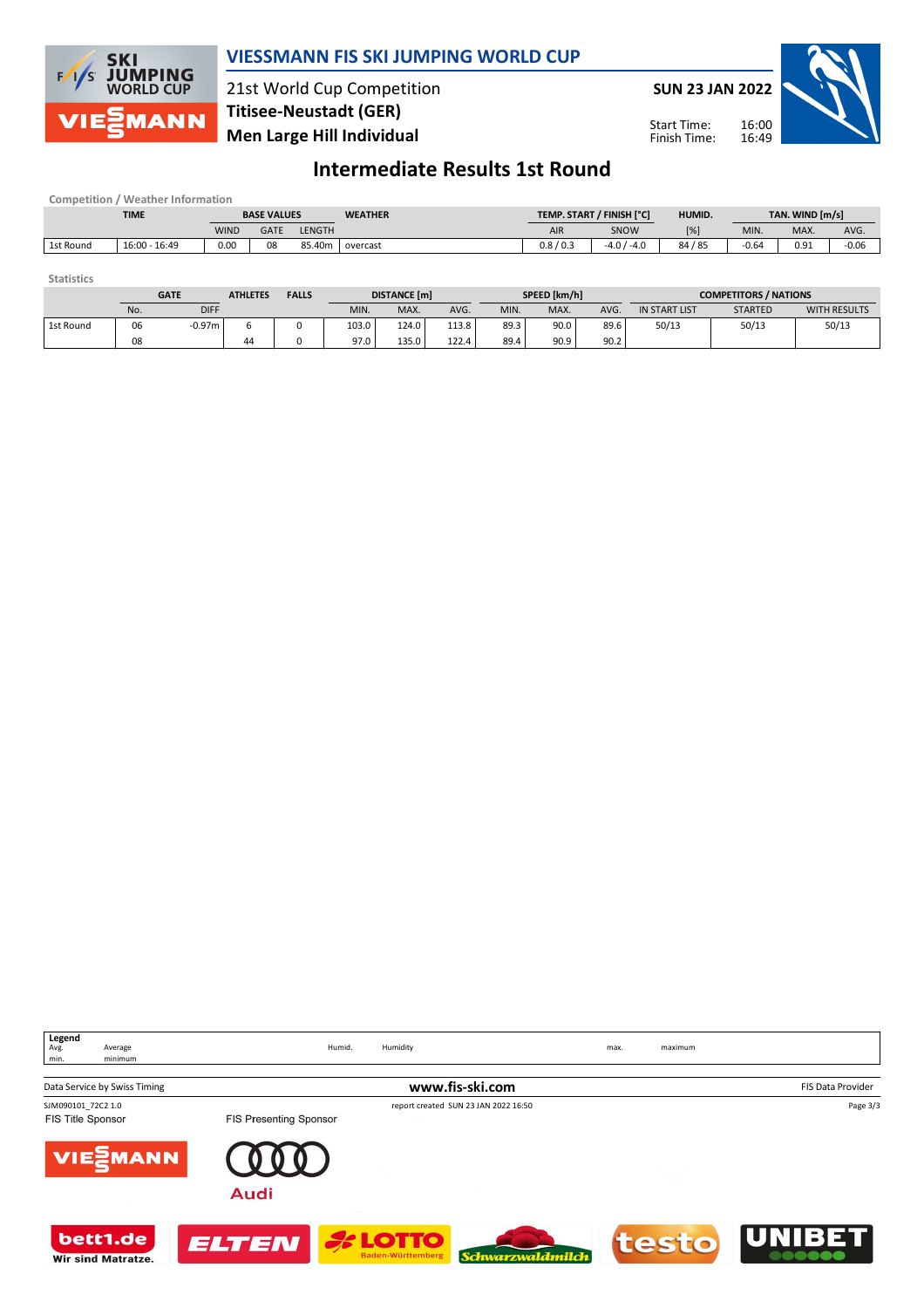# VIESSMANN FIS SKI JUMPING WORLD CUP

21st World Cup Competition
**Titisee-Neustadt (GER)**
**Men Large Hill Individual**

**SUN 23 JAN 2022**

Start Time: 16:00
Finish Time: 16:49

## Intermediate Results 1st Round

Competition / Weather Information

| | TIME | BASE VALUES | | | WEATHER | TEMP. START / FINISH [°C] | | HUMID. | TAN. WIND [m/s] | | |
|---|---|---|---|---|---|---|---|---|---|---|---|
| | | WIND | GATE | LENGTH | | AIR | SNOW | [%] | MIN. | MAX. | AVG. |
| 1st Round | 16:00 - 16:49 | 0.00 | 08 | 85.40m | overcast | 0.8 / 0.3 | -4.0 / -4.0 | 84 / 85 | -0.64 | 0.91 | -0.06 |

Statistics

| | GATE | | ATHLETES | FALLS | DISTANCE [m] | | | SPEED [km/h] | | | COMPETITORS / NATIONS | | |
|---|---|---|---|---|---|---|---|---|---|---|---|---|---|
| | No. | DIFF | | | MIN. | MAX. | AVG. | MIN. | MAX. | AVG. | IN START LIST | STARTED | WITH RESULTS |
| 1st Round | 06 | -0.97m | 6 | 0 | 103.0 | 124.0 | 113.8 | 89.3 | 90.0 | 89.6 | 50/13 | 50/13 | 50/13 |
| | 08 | | 44 | 0 | 97.0 | 135.0 | 122.4 | 89.4 | 90.9 | 90.2 | | | |

Legend
Avg. Average
min. minimum
Humid. Humidity
max. maximum

Data Service by Swiss Timing
www.fis-ski.com
FIS Data Provider
SJM090101_72C2 1.0
report created SUN 23 JAN 2022 16:50

FIS Title Sponsor
FIS Presenting Sponsor